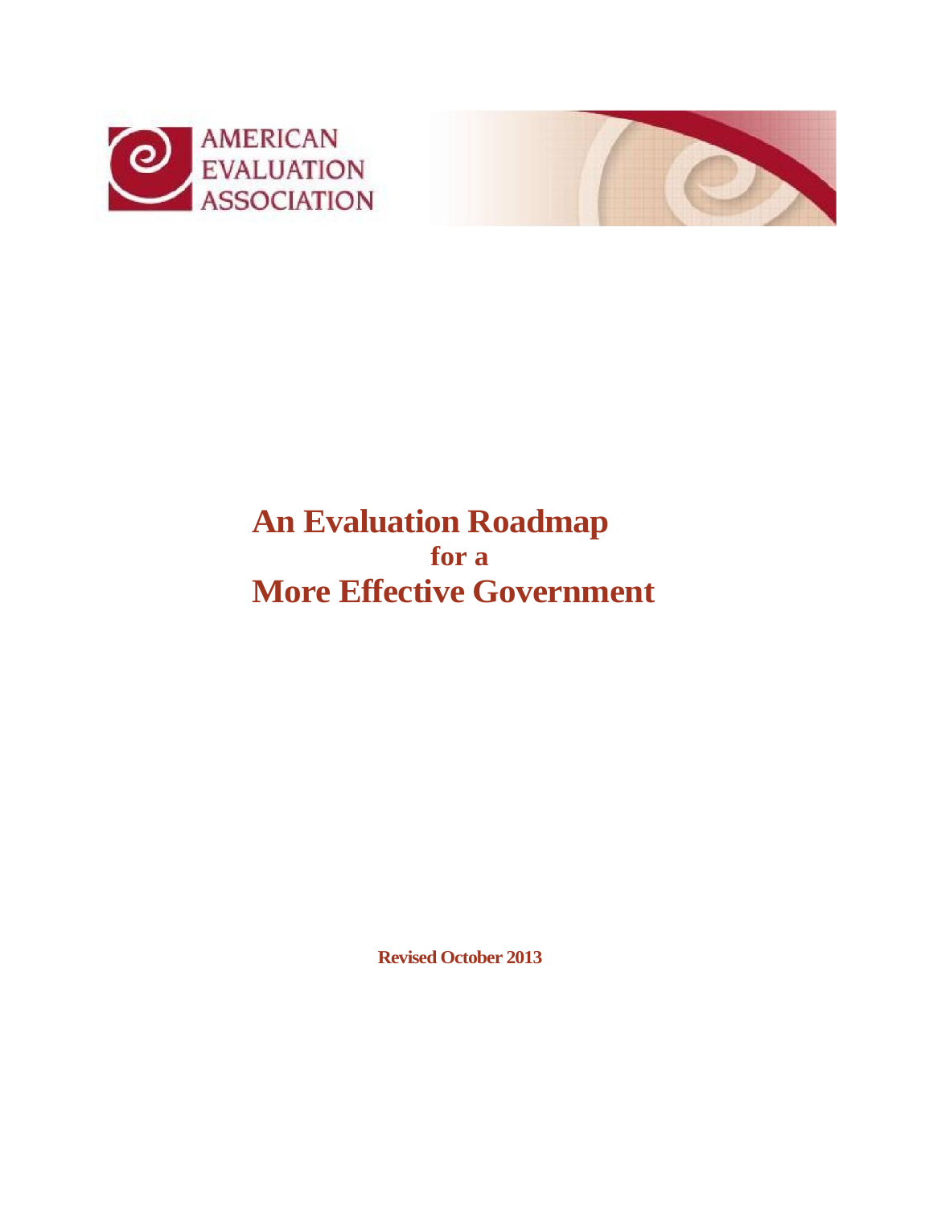AMERICAN
EVALUATION
ASSOCIATION

# An Evaluation Roadmap for a More Effective Government

**Revised October 2013**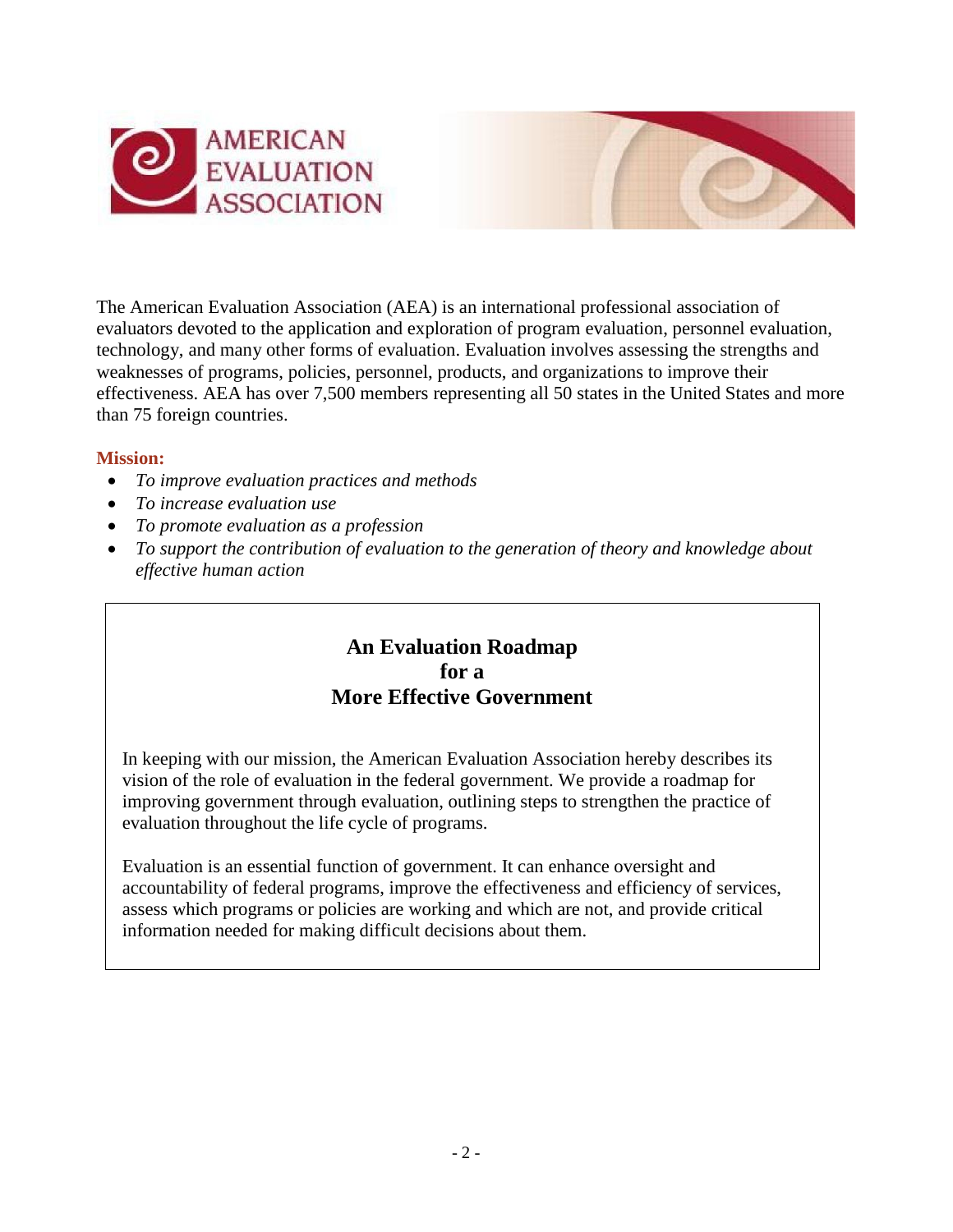The American Evaluation Association (AEA) is an international professional association of evaluators devoted to the application and exploration of program evaluation, personnel evaluation, technology, and many other forms of evaluation. Evaluation involves assessing the strengths and weaknesses of programs, policies, personnel, products, and organizations to improve their effectiveness. AEA has over 7,500 members representing all 50 states in the United States and more than 75 foreign countries.

**Mission:**

- *To improve evaluation practices and methods*
- *To increase evaluation use*
- *To promote evaluation as a profession*
- *To support the contribution of evaluation to the generation of theory and knowledge about effective human action*

## An Evaluation Roadmap for a More Effective Government

In keeping with our mission, the American Evaluation Association hereby describes its vision of the role of evaluation in the federal government. We provide a roadmap for improving government through evaluation, outlining steps to strengthen the practice of evaluation throughout the life cycle of programs.

Evaluation is an essential function of government. It can enhance oversight and accountability of federal programs, improve the effectiveness and efficiency of services, assess which programs or policies are working and which are not, and provide critical information needed for making difficult decisions about them.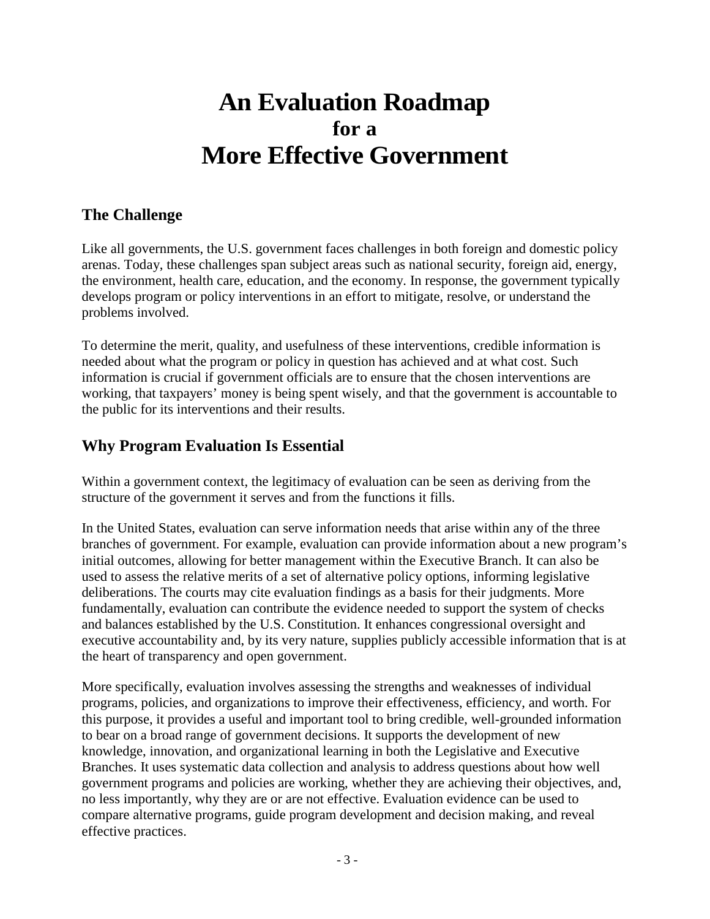# An Evaluation Roadmap for a More Effective Government

## The Challenge

Like all governments, the U.S. government faces challenges in both foreign and domestic policy arenas. Today, these challenges span subject areas such as national security, foreign aid, energy, the environment, health care, education, and the economy. In response, the government typically develops program or policy interventions in an effort to mitigate, resolve, or understand the problems involved.

To determine the merit, quality, and usefulness of these interventions, credible information is needed about what the program or policy in question has achieved and at what cost. Such information is crucial if government officials are to ensure that the chosen interventions are working, that taxpayers' money is being spent wisely, and that the government is accountable to the public for its interventions and their results.

## Why Program Evaluation Is Essential

Within a government context, the legitimacy of evaluation can be seen as deriving from the structure of the government it serves and from the functions it fills.

In the United States, evaluation can serve information needs that arise within any of the three branches of government. For example, evaluation can provide information about a new program's initial outcomes, allowing for better management within the Executive Branch. It can also be used to assess the relative merits of a set of alternative policy options, informing legislative deliberations. The courts may cite evaluation findings as a basis for their judgments. More fundamentally, evaluation can contribute the evidence needed to support the system of checks and balances established by the U.S. Constitution. It enhances congressional oversight and executive accountability and, by its very nature, supplies publicly accessible information that is at the heart of transparency and open government.

More specifically, evaluation involves assessing the strengths and weaknesses of individual programs, policies, and organizations to improve their effectiveness, efficiency, and worth. For this purpose, it provides a useful and important tool to bring credible, well-grounded information to bear on a broad range of government decisions. It supports the development of new knowledge, innovation, and organizational learning in both the Legislative and Executive Branches. It uses systematic data collection and analysis to address questions about how well government programs and policies are working, whether they are achieving their objectives, and, no less importantly, why they are or are not effective. Evaluation evidence can be used to compare alternative programs, guide program development and decision making, and reveal effective practices.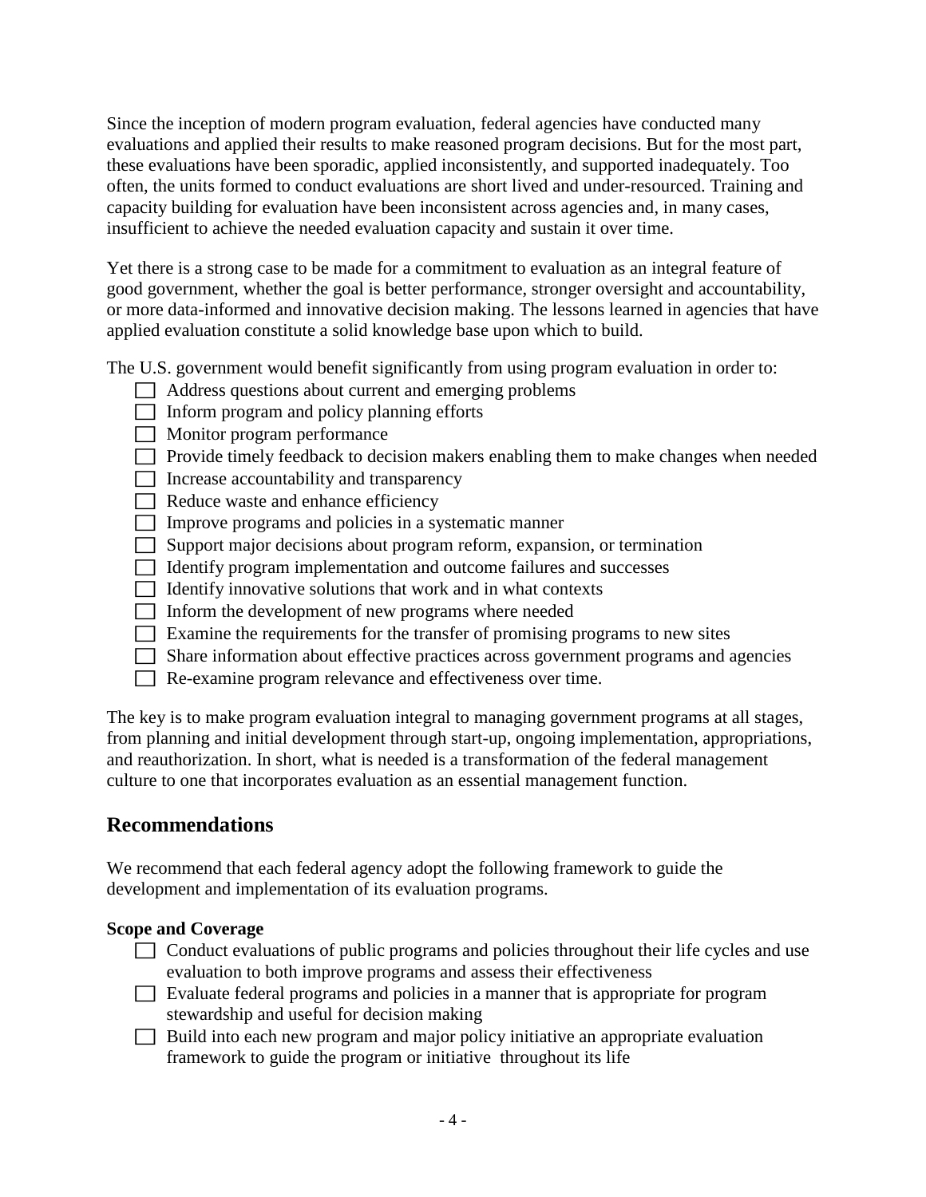Since the inception of modern program evaluation, federal agencies have conducted many evaluations and applied their results to make reasoned program decisions. But for the most part, these evaluations have been sporadic, applied inconsistently, and supported inadequately. Too often, the units formed to conduct evaluations are short lived and under-resourced. Training and capacity building for evaluation have been inconsistent across agencies and, in many cases, insufficient to achieve the needed evaluation capacity and sustain it over time.

Yet there is a strong case to be made for a commitment to evaluation as an integral feature of good government, whether the goal is better performance, stronger oversight and accountability, or more data-informed and innovative decision making. The lessons learned in agencies that have applied evaluation constitute a solid knowledge base upon which to build.

The U.S. government would benefit significantly from using program evaluation in order to:

- Address questions about current and emerging problems
- Inform program and policy planning efforts
- Monitor program performance
- Provide timely feedback to decision makers enabling them to make changes when needed
- Increase accountability and transparency
- Reduce waste and enhance efficiency
- Improve programs and policies in a systematic manner
- Support major decisions about program reform, expansion, or termination
- Identify program implementation and outcome failures and successes
- Identify innovative solutions that work and in what contexts
- Inform the development of new programs where needed
- Examine the requirements for the transfer of promising programs to new sites
- Share information about effective practices across government programs and agencies
- Re-examine program relevance and effectiveness over time.

The key is to make program evaluation integral to managing government programs at all stages, from planning and initial development through start-up, ongoing implementation, appropriations, and reauthorization. In short, what is needed is a transformation of the federal management culture to one that incorporates evaluation as an essential management function.

## Recommendations

We recommend that each federal agency adopt the following framework to guide the development and implementation of its evaluation programs.

**Scope and Coverage**

- Conduct evaluations of public programs and policies throughout their life cycles and use evaluation to both improve programs and assess their effectiveness
- Evaluate federal programs and policies in a manner that is appropriate for program stewardship and useful for decision making
- Build into each new program and major policy initiative an appropriate evaluation framework to guide the program or initiative throughout its life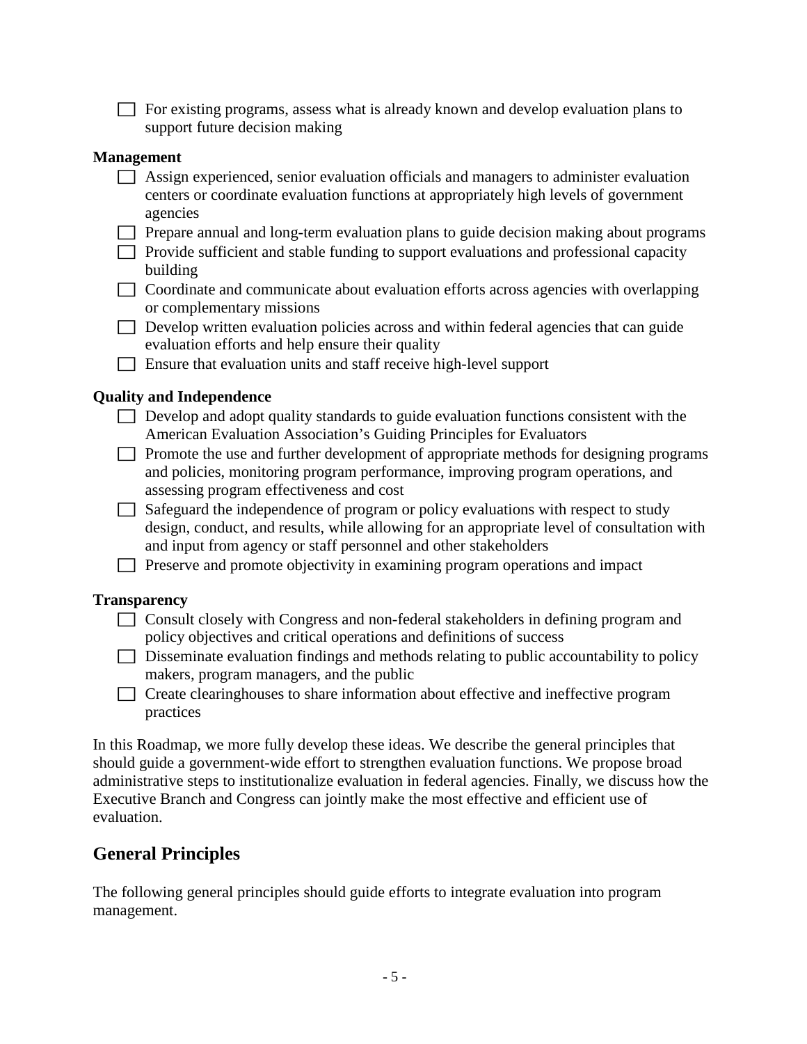- [ ] For existing programs, assess what is already known and develop evaluation plans to support future decision making

**Management**

- [ ] Assign experienced, senior evaluation officials and managers to administer evaluation centers or coordinate evaluation functions at appropriately high levels of government agencies
- [ ] Prepare annual and long-term evaluation plans to guide decision making about programs
- [ ] Provide sufficient and stable funding to support evaluations and professional capacity building
- [ ] Coordinate and communicate about evaluation efforts across agencies with overlapping or complementary missions
- [ ] Develop written evaluation policies across and within federal agencies that can guide evaluation efforts and help ensure their quality
- [ ] Ensure that evaluation units and staff receive high-level support

**Quality and Independence**

- [ ] Develop and adopt quality standards to guide evaluation functions consistent with the American Evaluation Association's Guiding Principles for Evaluators
- [ ] Promote the use and further development of appropriate methods for designing programs and policies, monitoring program performance, improving program operations, and assessing program effectiveness and cost
- [ ] Safeguard the independence of program or policy evaluations with respect to study design, conduct, and results, while allowing for an appropriate level of consultation with and input from agency or staff personnel and other stakeholders
- [ ] Preserve and promote objectivity in examining program operations and impact

**Transparency**

- [ ] Consult closely with Congress and non-federal stakeholders in defining program and policy objectives and critical operations and definitions of success
- [ ] Disseminate evaluation findings and methods relating to public accountability to policy makers, program managers, and the public
- [ ] Create clearinghouses to share information about effective and ineffective program practices

In this Roadmap, we more fully develop these ideas. We describe the general principles that should guide a government-wide effort to strengthen evaluation functions. We propose broad administrative steps to institutionalize evaluation in federal agencies. Finally, we discuss how the Executive Branch and Congress can jointly make the most effective and efficient use of evaluation.

## General Principles

The following general principles should guide efforts to integrate evaluation into program management.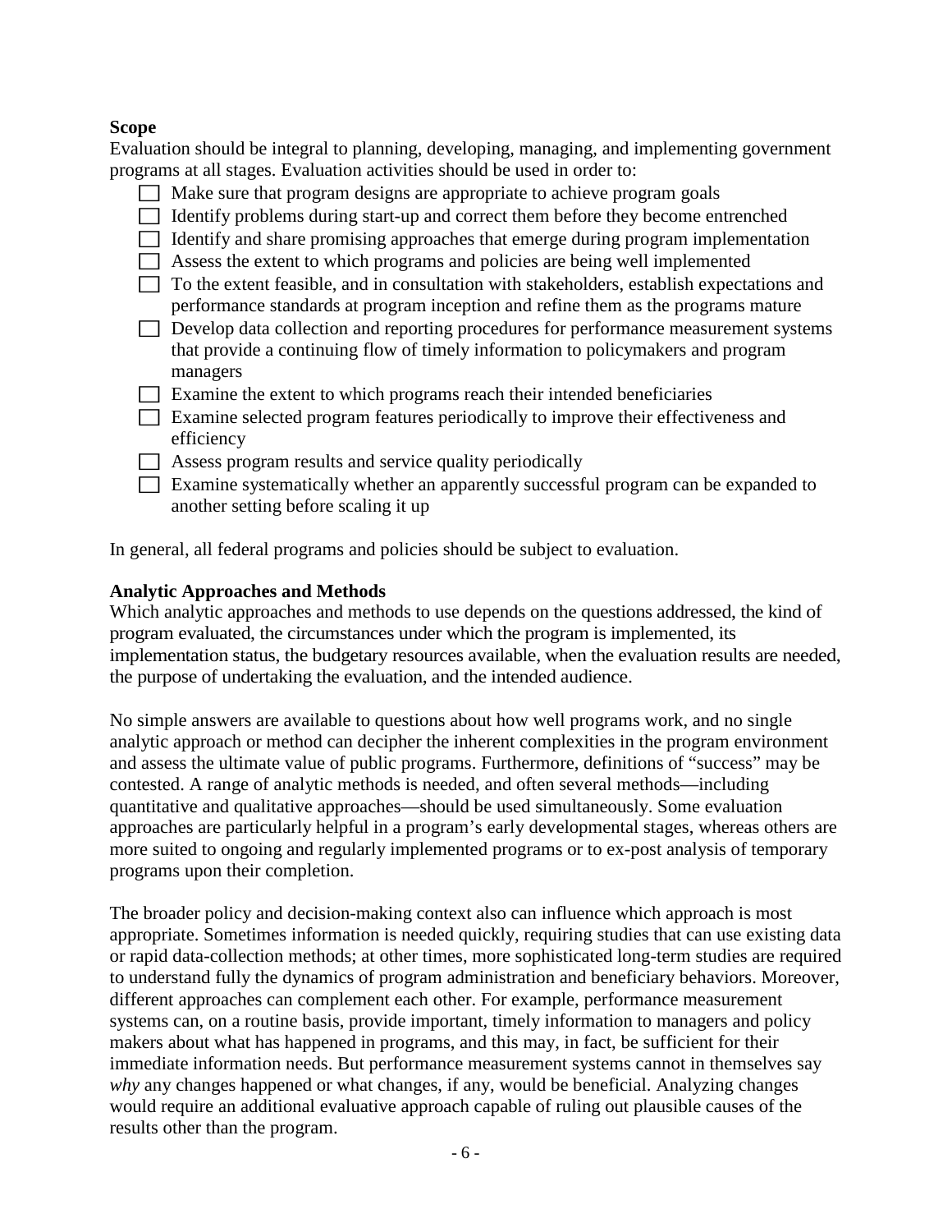**Scope**

Evaluation should be integral to planning, developing, managing, and implementing government programs at all stages. Evaluation activities should be used in order to:

- ☐ Make sure that program designs are appropriate to achieve program goals
- ☐ Identify problems during start-up and correct them before they become entrenched
- ☐ Identify and share promising approaches that emerge during program implementation
- ☐ Assess the extent to which programs and policies are being well implemented
- ☐ To the extent feasible, and in consultation with stakeholders, establish expectations and performance standards at program inception and refine them as the programs mature
- ☐ Develop data collection and reporting procedures for performance measurement systems that provide a continuing flow of timely information to policymakers and program managers
- ☐ Examine the extent to which programs reach their intended beneficiaries
- ☐ Examine selected program features periodically to improve their effectiveness and efficiency
- ☐ Assess program results and service quality periodically
- ☐ Examine systematically whether an apparently successful program can be expanded to another setting before scaling it up

In general, all federal programs and policies should be subject to evaluation.

**Analytic Approaches and Methods**

Which analytic approaches and methods to use depends on the questions addressed, the kind of program evaluated, the circumstances under which the program is implemented, its implementation status, the budgetary resources available, when the evaluation results are needed, the purpose of undertaking the evaluation, and the intended audience.

No simple answers are available to questions about how well programs work, and no single analytic approach or method can decipher the inherent complexities in the program environment and assess the ultimate value of public programs. Furthermore, definitions of "success" may be contested. A range of analytic methods is needed, and often several methods—including quantitative and qualitative approaches—should be used simultaneously. Some evaluation approaches are particularly helpful in a program's early developmental stages, whereas others are more suited to ongoing and regularly implemented programs or to ex-post analysis of temporary programs upon their completion.

The broader policy and decision-making context also can influence which approach is most appropriate. Sometimes information is needed quickly, requiring studies that can use existing data or rapid data-collection methods; at other times, more sophisticated long-term studies are required to understand fully the dynamics of program administration and beneficiary behaviors. Moreover, different approaches can complement each other. For example, performance measurement systems can, on a routine basis, provide important, timely information to managers and policy makers about what has happened in programs, and this may, in fact, be sufficient for their immediate information needs. But performance measurement systems cannot in themselves say *why* any changes happened or what changes, if any, would be beneficial. Analyzing changes would require an additional evaluative approach capable of ruling out plausible causes of the results other than the program.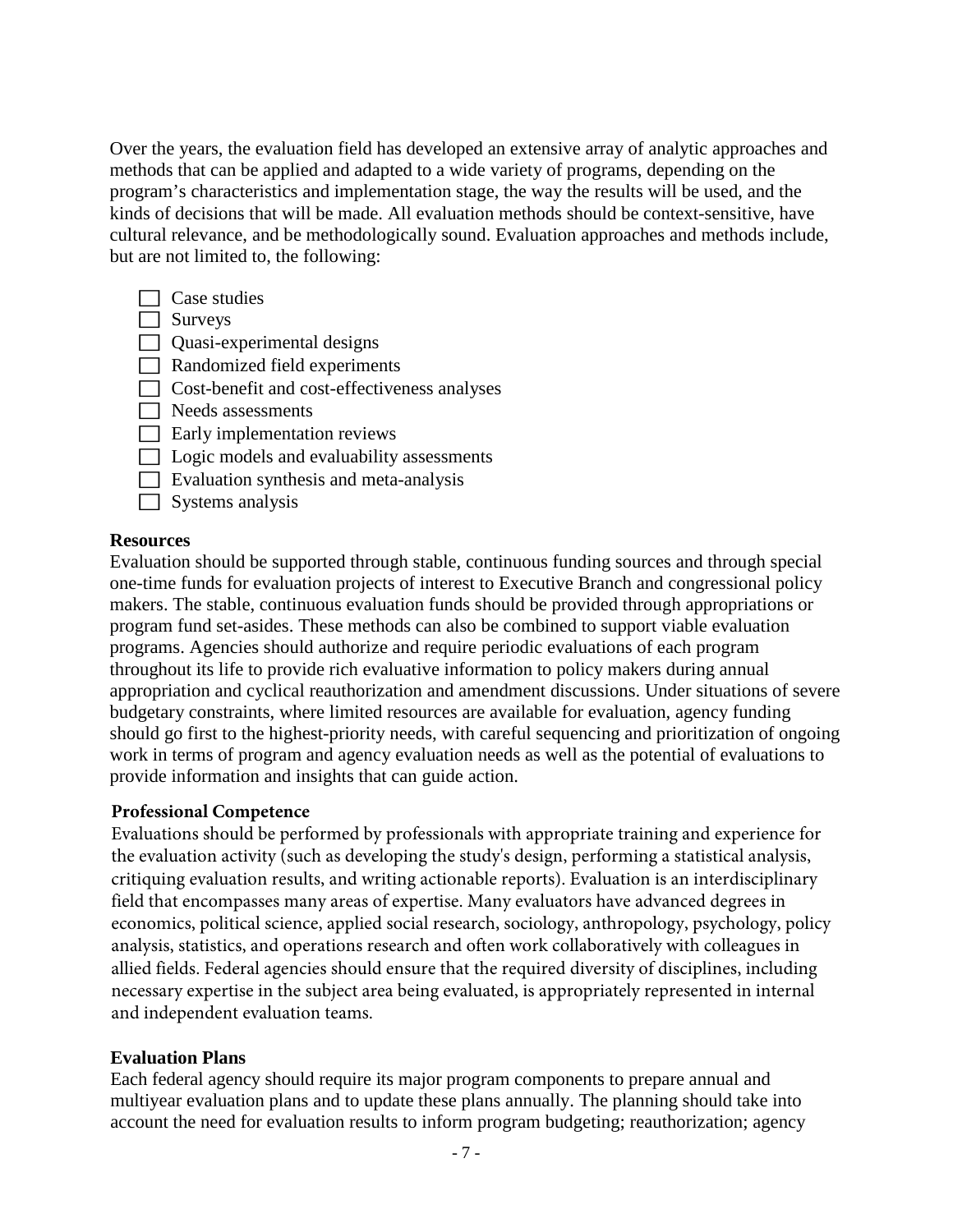Over the years, the evaluation field has developed an extensive array of analytic approaches and methods that can be applied and adapted to a wide variety of programs, depending on the program's characteristics and implementation stage, the way the results will be used, and the kinds of decisions that will be made. All evaluation methods should be context-sensitive, have cultural relevance, and be methodologically sound. Evaluation approaches and methods include, but are not limited to, the following:

- [ ] Case studies
- [ ] Surveys
- [ ] Quasi-experimental designs
- [ ] Randomized field experiments
- [ ] Cost-benefit and cost-effectiveness analyses
- [ ] Needs assessments
- [ ] Early implementation reviews
- [ ] Logic models and evaluability assessments
- [ ] Evaluation synthesis and meta-analysis
- [ ] Systems analysis

**Resources**

Evaluation should be supported through stable, continuous funding sources and through special one-time funds for evaluation projects of interest to Executive Branch and congressional policy makers. The stable, continuous evaluation funds should be provided through appropriations or program fund set-asides. These methods can also be combined to support viable evaluation programs. Agencies should authorize and require periodic evaluations of each program throughout its life to provide rich evaluative information to policy makers during annual appropriation and cyclical reauthorization and amendment discussions. Under situations of severe budgetary constraints, where limited resources are available for evaluation, agency funding should go first to the highest-priority needs, with careful sequencing and prioritization of ongoing work in terms of program and agency evaluation needs as well as the potential of evaluations to provide information and insights that can guide action.

**Professional Competence**

Evaluations should be performed by professionals with appropriate training and experience for the evaluation activity (such as developing the study's design, performing a statistical analysis, critiquing evaluation results, and writing actionable reports). Evaluation is an interdisciplinary field that encompasses many areas of expertise. Many evaluators have advanced degrees in economics, political science, applied social research, sociology, anthropology, psychology, policy analysis, statistics, and operations research and often work collaboratively with colleagues in allied fields. Federal agencies should ensure that the required diversity of disciplines, including necessary expertise in the subject area being evaluated, is appropriately represented in internal and independent evaluation teams.

**Evaluation Plans**

Each federal agency should require its major program components to prepare annual and multiyear evaluation plans and to update these plans annually. The planning should take into account the need for evaluation results to inform program budgeting; reauthorization; agency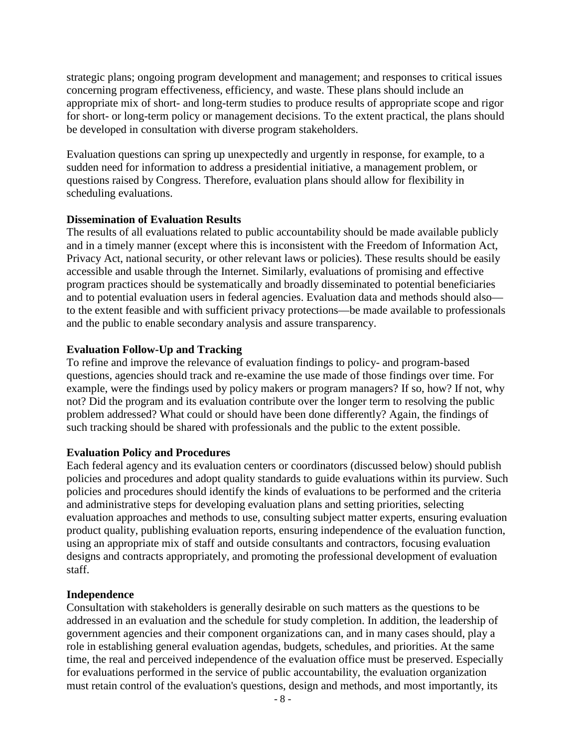strategic plans; ongoing program development and management; and responses to critical issues concerning program effectiveness, efficiency, and waste. These plans should include an appropriate mix of short- and long-term studies to produce results of appropriate scope and rigor for short- or long-term policy or management decisions. To the extent practical, the plans should be developed in consultation with diverse program stakeholders.

Evaluation questions can spring up unexpectedly and urgently in response, for example, to a sudden need for information to address a presidential initiative, a management problem, or questions raised by Congress. Therefore, evaluation plans should allow for flexibility in scheduling evaluations.

**Dissemination of Evaluation Results**

The results of all evaluations related to public accountability should be made available publicly and in a timely manner (except where this is inconsistent with the Freedom of Information Act, Privacy Act, national security, or other relevant laws or policies). These results should be easily accessible and usable through the Internet. Similarly, evaluations of promising and effective program practices should be systematically and broadly disseminated to potential beneficiaries and to potential evaluation users in federal agencies. Evaluation data and methods should also—to the extent feasible and with sufficient privacy protections—be made available to professionals and the public to enable secondary analysis and assure transparency.

**Evaluation Follow-Up and Tracking**

To refine and improve the relevance of evaluation findings to policy- and program-based questions, agencies should track and re-examine the use made of those findings over time. For example, were the findings used by policy makers or program managers? If so, how? If not, why not? Did the program and its evaluation contribute over the longer term to resolving the public problem addressed? What could or should have been done differently? Again, the findings of such tracking should be shared with professionals and the public to the extent possible.

**Evaluation Policy and Procedures**

Each federal agency and its evaluation centers or coordinators (discussed below) should publish policies and procedures and adopt quality standards to guide evaluations within its purview. Such policies and procedures should identify the kinds of evaluations to be performed and the criteria and administrative steps for developing evaluation plans and setting priorities, selecting evaluation approaches and methods to use, consulting subject matter experts, ensuring evaluation product quality, publishing evaluation reports, ensuring independence of the evaluation function, using an appropriate mix of staff and outside consultants and contractors, focusing evaluation designs and contracts appropriately, and promoting the professional development of evaluation staff.

**Independence**

Consultation with stakeholders is generally desirable on such matters as the questions to be addressed in an evaluation and the schedule for study completion. In addition, the leadership of government agencies and their component organizations can, and in many cases should, play a role in establishing general evaluation agendas, budgets, schedules, and priorities. At the same time, the real and perceived independence of the evaluation office must be preserved. Especially for evaluations performed in the service of public accountability, the evaluation organization must retain control of the evaluation's questions, design and methods, and most importantly, its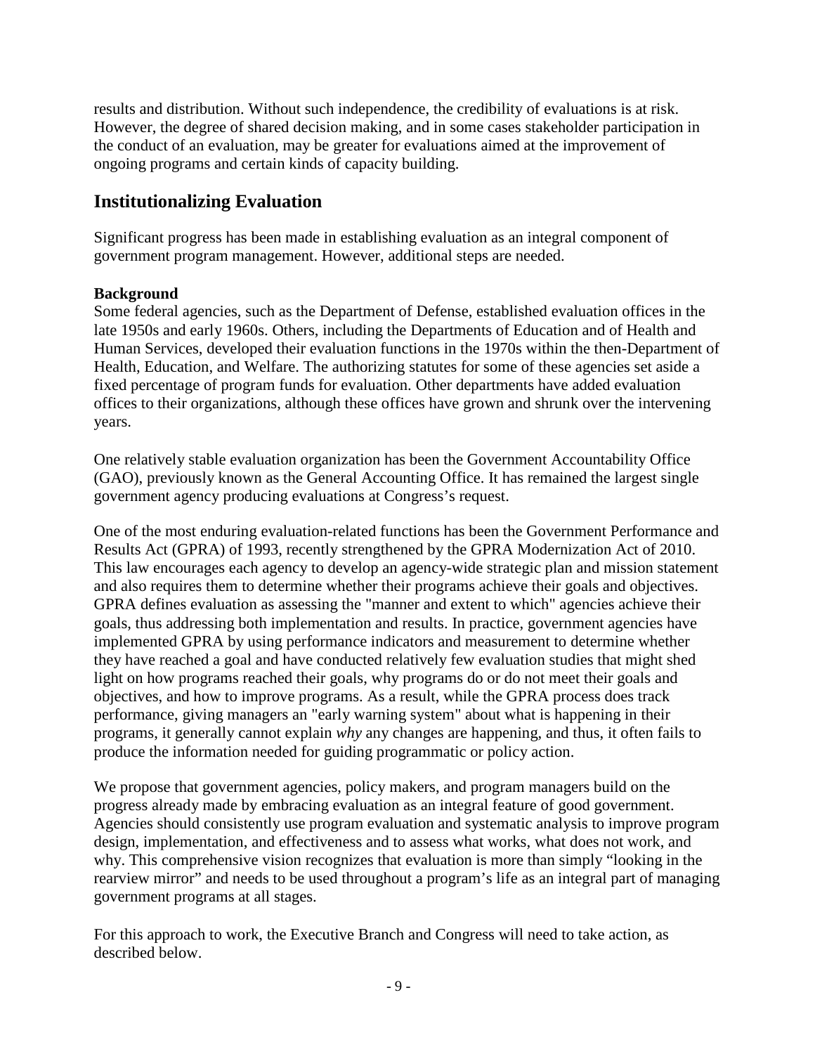results and distribution. Without such independence, the credibility of evaluations is at risk. However, the degree of shared decision making, and in some cases stakeholder participation in the conduct of an evaluation, may be greater for evaluations aimed at the improvement of ongoing programs and certain kinds of capacity building.

## Institutionalizing Evaluation

Significant progress has been made in establishing evaluation as an integral component of government program management. However, additional steps are needed.

**Background**

Some federal agencies, such as the Department of Defense, established evaluation offices in the late 1950s and early 1960s. Others, including the Departments of Education and of Health and Human Services, developed their evaluation functions in the 1970s within the then-Department of Health, Education, and Welfare. The authorizing statutes for some of these agencies set aside a fixed percentage of program funds for evaluation. Other departments have added evaluation offices to their organizations, although these offices have grown and shrunk over the intervening years.

One relatively stable evaluation organization has been the Government Accountability Office (GAO), previously known as the General Accounting Office. It has remained the largest single government agency producing evaluations at Congress's request.

One of the most enduring evaluation-related functions has been the Government Performance and Results Act (GPRA) of 1993, recently strengthened by the GPRA Modernization Act of 2010. This law encourages each agency to develop an agency-wide strategic plan and mission statement and also requires them to determine whether their programs achieve their goals and objectives. GPRA defines evaluation as assessing the "manner and extent to which" agencies achieve their goals, thus addressing both implementation and results. In practice, government agencies have implemented GPRA by using performance indicators and measurement to determine whether they have reached a goal and have conducted relatively few evaluation studies that might shed light on how programs reached their goals, why programs do or do not meet their goals and objectives, and how to improve programs. As a result, while the GPRA process does track performance, giving managers an "early warning system" about what is happening in their programs, it generally cannot explain *why* any changes are happening, and thus, it often fails to produce the information needed for guiding programmatic or policy action.

We propose that government agencies, policy makers, and program managers build on the progress already made by embracing evaluation as an integral feature of good government. Agencies should consistently use program evaluation and systematic analysis to improve program design, implementation, and effectiveness and to assess what works, what does not work, and why. This comprehensive vision recognizes that evaluation is more than simply "looking in the rearview mirror" and needs to be used throughout a program's life as an integral part of managing government programs at all stages.

For this approach to work, the Executive Branch and Congress will need to take action, as described below.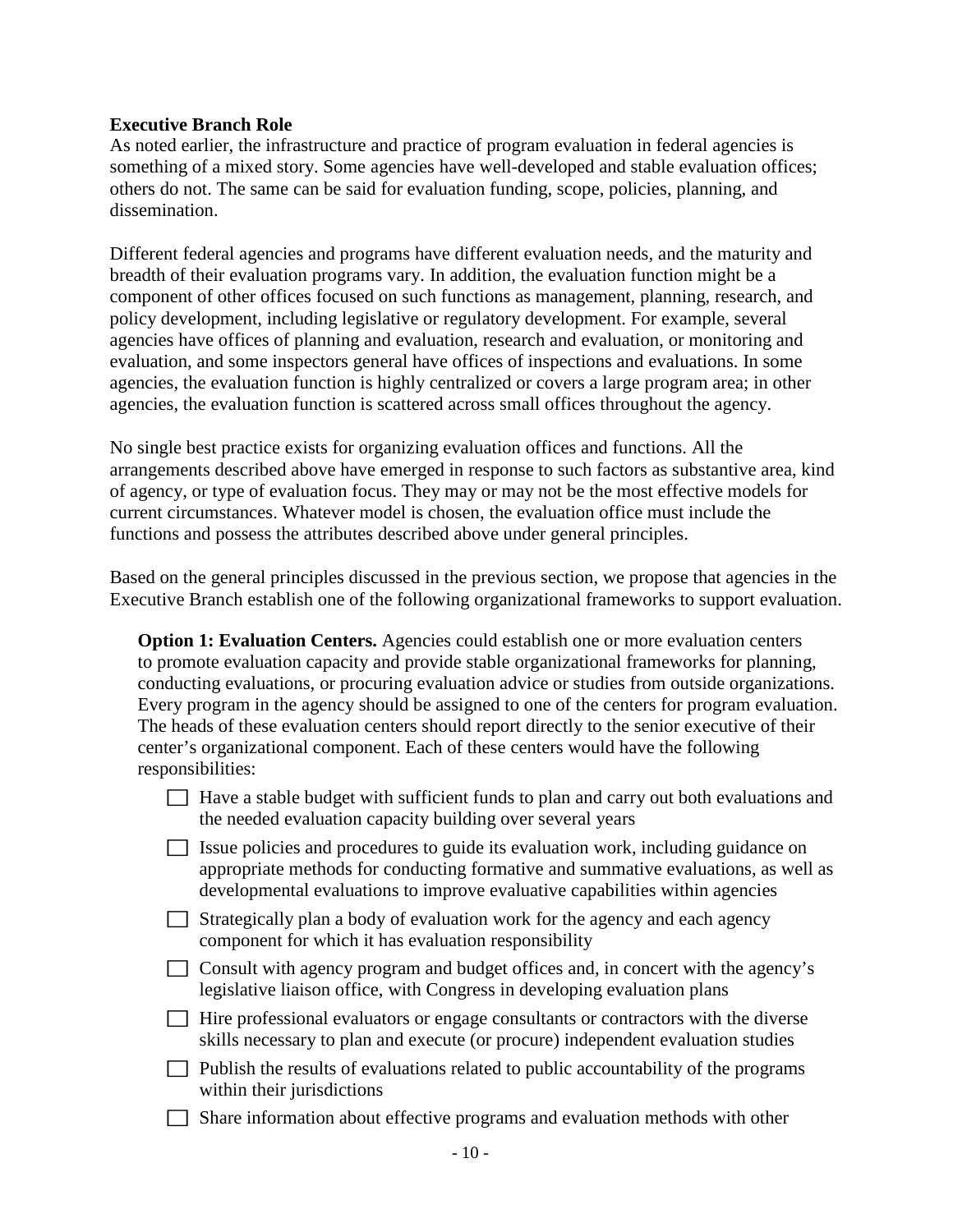**Executive Branch Role**

As noted earlier, the infrastructure and practice of program evaluation in federal agencies is something of a mixed story. Some agencies have well-developed and stable evaluation offices; others do not. The same can be said for evaluation funding, scope, policies, planning, and dissemination.

Different federal agencies and programs have different evaluation needs, and the maturity and breadth of their evaluation programs vary. In addition, the evaluation function might be a component of other offices focused on such functions as management, planning, research, and policy development, including legislative or regulatory development. For example, several agencies have offices of planning and evaluation, research and evaluation, or monitoring and evaluation, and some inspectors general have offices of inspections and evaluations. In some agencies, the evaluation function is highly centralized or covers a large program area; in other agencies, the evaluation function is scattered across small offices throughout the agency.

No single best practice exists for organizing evaluation offices and functions. All the arrangements described above have emerged in response to such factors as substantive area, kind of agency, or type of evaluation focus. They may or may not be the most effective models for current circumstances. Whatever model is chosen, the evaluation office must include the functions and possess the attributes described above under general principles.

Based on the general principles discussed in the previous section, we propose that agencies in the Executive Branch establish one of the following organizational frameworks to support evaluation.

**Option 1: Evaluation Centers.** Agencies could establish one or more evaluation centers to promote evaluation capacity and provide stable organizational frameworks for planning, conducting evaluations, or procuring evaluation advice or studies from outside organizations. Every program in the agency should be assigned to one of the centers for program evaluation. The heads of these evaluation centers should report directly to the senior executive of their center's organizational component. Each of these centers would have the following responsibilities:

- [ ] Have a stable budget with sufficient funds to plan and carry out both evaluations and the needed evaluation capacity building over several years
- [ ] Issue policies and procedures to guide its evaluation work, including guidance on appropriate methods for conducting formative and summative evaluations, as well as developmental evaluations to improve evaluative capabilities within agencies
- [ ] Strategically plan a body of evaluation work for the agency and each agency component for which it has evaluation responsibility
- [ ] Consult with agency program and budget offices and, in concert with the agency's legislative liaison office, with Congress in developing evaluation plans
- [ ] Hire professional evaluators or engage consultants or contractors with the diverse skills necessary to plan and execute (or procure) independent evaluation studies
- [ ] Publish the results of evaluations related to public accountability of the programs within their jurisdictions
- [ ] Share information about effective programs and evaluation methods with other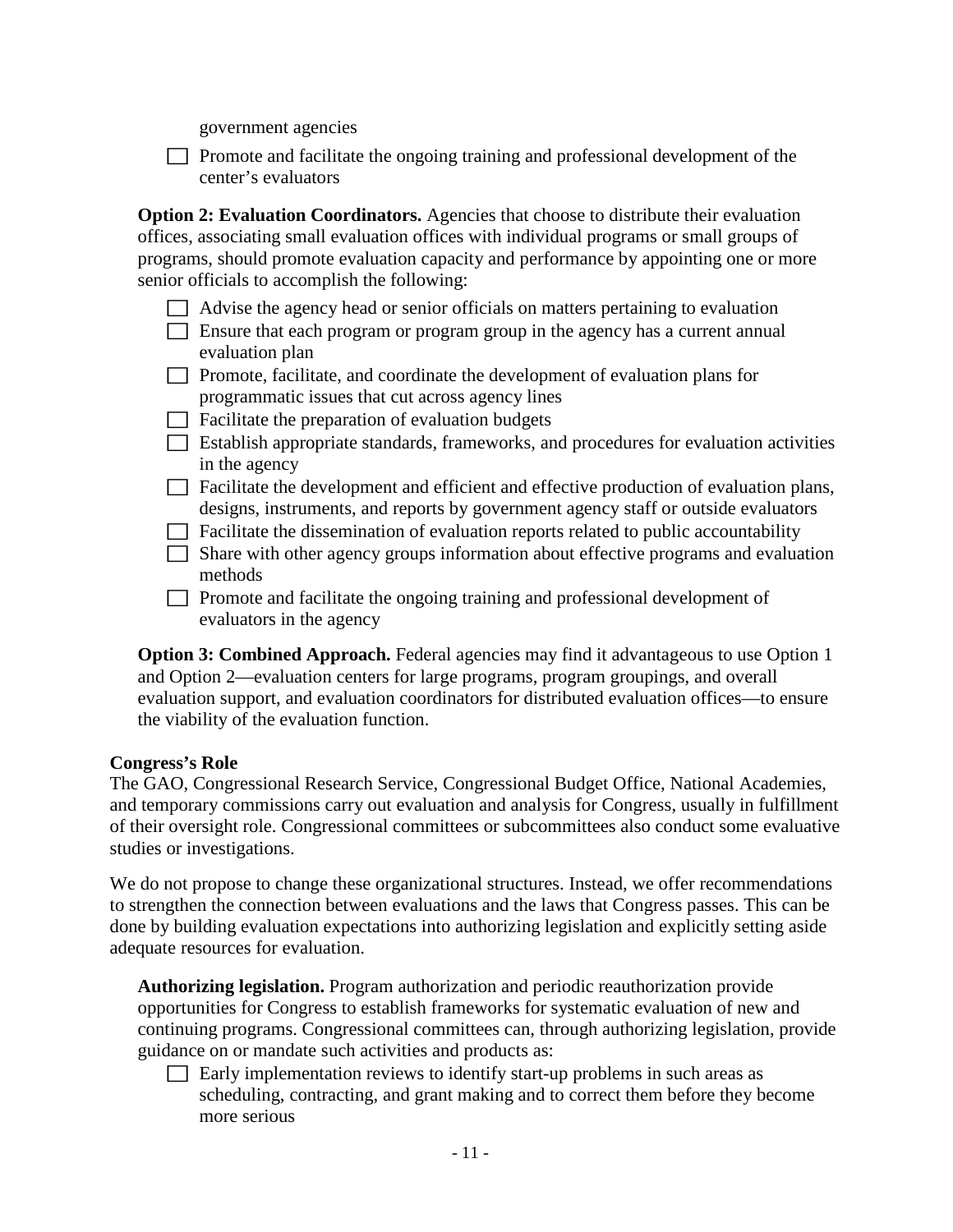government agencies

- Promote and facilitate the ongoing training and professional development of the center's evaluators

**Option 2: Evaluation Coordinators.** Agencies that choose to distribute their evaluation offices, associating small evaluation offices with individual programs or small groups of programs, should promote evaluation capacity and performance by appointing one or more senior officials to accomplish the following:

- Advise the agency head or senior officials on matters pertaining to evaluation
- Ensure that each program or program group in the agency has a current annual evaluation plan
- Promote, facilitate, and coordinate the development of evaluation plans for programmatic issues that cut across agency lines
- Facilitate the preparation of evaluation budgets
- Establish appropriate standards, frameworks, and procedures for evaluation activities in the agency
- Facilitate the development and efficient and effective production of evaluation plans, designs, instruments, and reports by government agency staff or outside evaluators
- Facilitate the dissemination of evaluation reports related to public accountability
- Share with other agency groups information about effective programs and evaluation methods
- Promote and facilitate the ongoing training and professional development of evaluators in the agency

**Option 3: Combined Approach.** Federal agencies may find it advantageous to use Option 1 and Option 2—evaluation centers for large programs, program groupings, and overall evaluation support, and evaluation coordinators for distributed evaluation offices—to ensure the viability of the evaluation function.

**Congress's Role**

The GAO, Congressional Research Service, Congressional Budget Office, National Academies, and temporary commissions carry out evaluation and analysis for Congress, usually in fulfillment of their oversight role. Congressional committees or subcommittees also conduct some evaluative studies or investigations.

We do not propose to change these organizational structures. Instead, we offer recommendations to strengthen the connection between evaluations and the laws that Congress passes. This can be done by building evaluation expectations into authorizing legislation and explicitly setting aside adequate resources for evaluation.

**Authorizing legislation.** Program authorization and periodic reauthorization provide opportunities for Congress to establish frameworks for systematic evaluation of new and continuing programs. Congressional committees can, through authorizing legislation, provide guidance on or mandate such activities and products as:

- Early implementation reviews to identify start-up problems in such areas as scheduling, contracting, and grant making and to correct them before they become more serious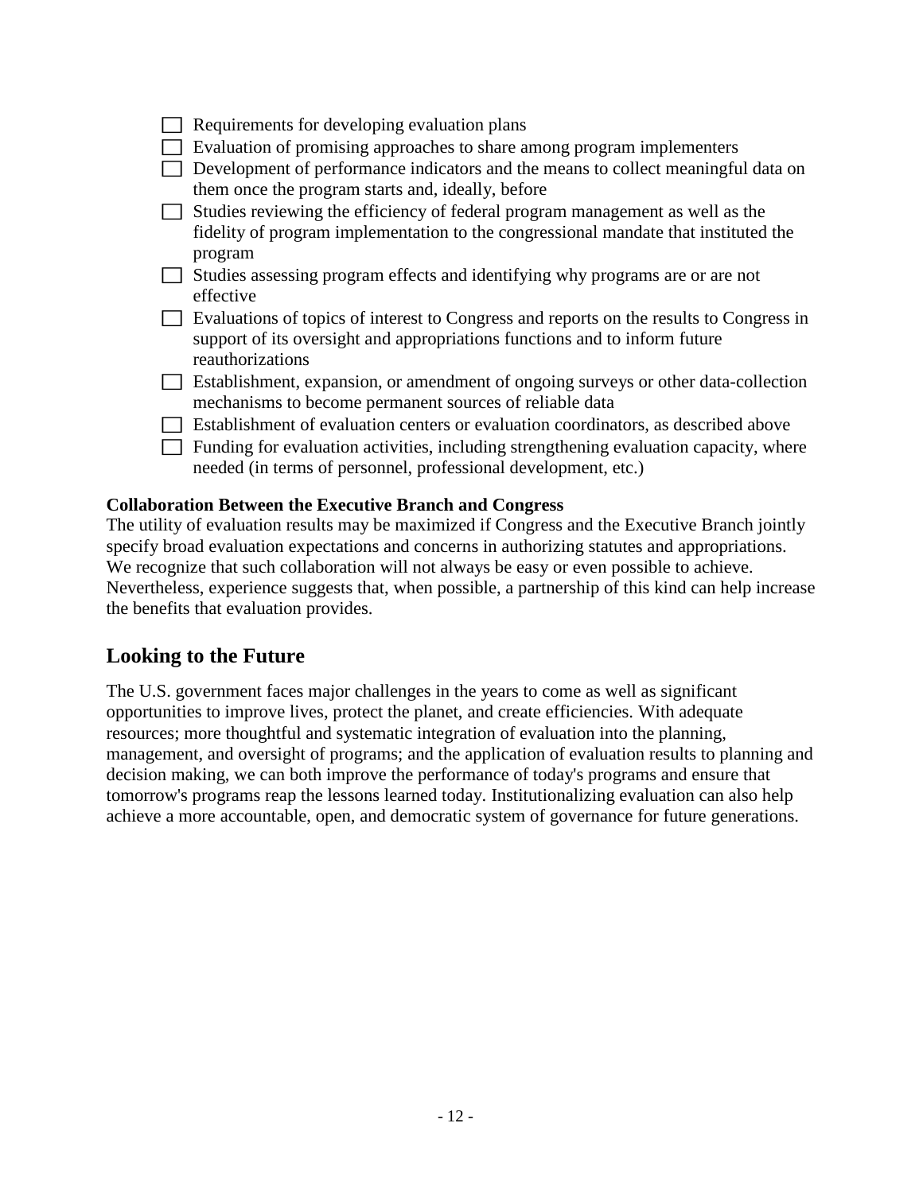- Requirements for developing evaluation plans
- Evaluation of promising approaches to share among program implementers
- Development of performance indicators and the means to collect meaningful data on them once the program starts and, ideally, before
- Studies reviewing the efficiency of federal program management as well as the fidelity of program implementation to the congressional mandate that instituted the program
- Studies assessing program effects and identifying why programs are or are not effective
- Evaluations of topics of interest to Congress and reports on the results to Congress in support of its oversight and appropriations functions and to inform future reauthorizations
- Establishment, expansion, or amendment of ongoing surveys or other data-collection mechanisms to become permanent sources of reliable data
- Establishment of evaluation centers or evaluation coordinators, as described above
- Funding for evaluation activities, including strengthening evaluation capacity, where needed (in terms of personnel, professional development, etc.)

**Collaboration Between the Executive Branch and Congress**

The utility of evaluation results may be maximized if Congress and the Executive Branch jointly specify broad evaluation expectations and concerns in authorizing statutes and appropriations. We recognize that such collaboration will not always be easy or even possible to achieve. Nevertheless, experience suggests that, when possible, a partnership of this kind can help increase the benefits that evaluation provides.

## Looking to the Future

The U.S. government faces major challenges in the years to come as well as significant opportunities to improve lives, protect the planet, and create efficiencies. With adequate resources; more thoughtful and systematic integration of evaluation into the planning, management, and oversight of programs; and the application of evaluation results to planning and decision making, we can both improve the performance of today's programs and ensure that tomorrow's programs reap the lessons learned today. Institutionalizing evaluation can also help achieve a more accountable, open, and democratic system of governance for future generations.